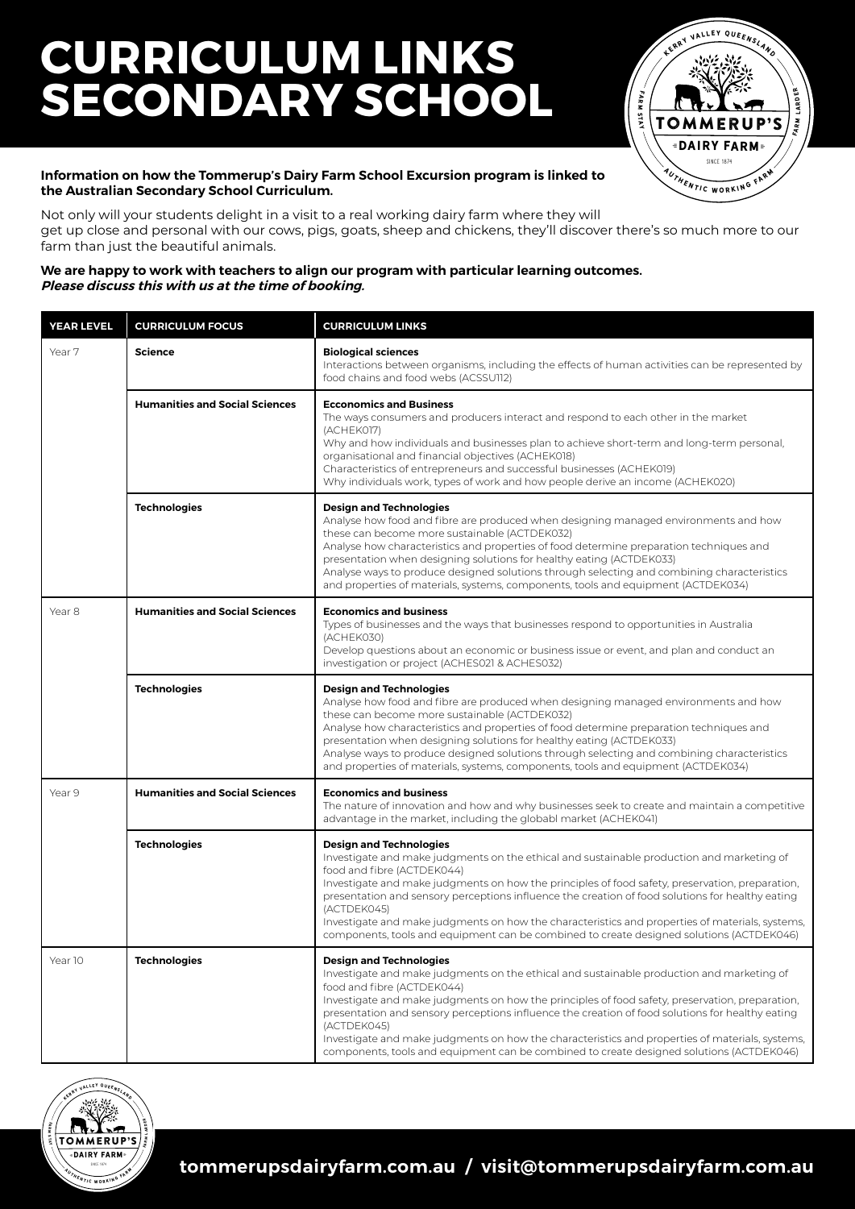# CURRICULUM LINKS SECONDARY SCHOOL

**Information on how the Tommerup's Dairy Farm School Excursion program is linked to the Australian Secondary School Curriculum.**

Not only will your students delight in a visit to a real working dairy farm where they will get up close and personal with our cows, pigs, goats, sheep and chickens, they'll discover there's so much more to our farm than just the beautiful animals.

**We are happy to work with teachers to align our program with particular learning outcomes.**
***Please discuss this with us at the time of booking.***

| YEAR LEVEL | CURRICULUM FOCUS | CURRICULUM LINKS |
|---|---|---|
| Year 7 | **Science** | **Biological sciences**<br>Interactions between organisms, including the effects of human activities can be represented by food chains and food webs (ACSSU112) |
| | **Humanities and Social Sciences** | **Ecconomics and Business**<br>The ways consumers and producers interact and respond to each other in the market (ACHEK017)<br>Why and how individuals and businesses plan to achieve short-term and long-term personal, organisational and financial objectives (ACHEK018)<br>Characteristics of entrepreneurs and successful businesses (ACHEK019)<br>Why individuals work, types of work and how people derive an income (ACHEK020) |
| | **Technologies** | **Design and Technologies**<br>Analyse how food and fibre are produced when designing managed environments and how these can become more sustainable (ACTDEK032)<br>Analyse how characteristics and properties of food determine preparation techniques and presentation when designing solutions for healthy eating (ACTDEK033)<br>Analyse ways to produce designed solutions through selecting and combining characteristics and properties of materials, systems, components, tools and equipment (ACTDEK034) |
| Year 8 | **Humanities and Social Sciences** | **Economics and business**<br>Types of businesses and the ways that businesses respond to opportunities in Australia (ACHEK030)<br>Develop questions about an economic or business issue or event, and plan and conduct an investigation or project (ACHES021 & ACHES032) |
| | **Technologies** | **Design and Technologies**<br>Analyse how food and fibre are produced when designing managed environments and how these can become more sustainable (ACTDEK032)<br>Analyse how characteristics and properties of food determine preparation techniques and presentation when designing solutions for healthy eating (ACTDEK033)<br>Analyse ways to produce designed solutions through selecting and combining characteristics and properties of materials, systems, components, tools and equipment (ACTDEK034) |
| Year 9 | **Humanities and Social Sciences** | **Economics and business**<br>The nature of innovation and how and why businesses seek to create and maintain a competitive advantage in the market, including the globabl market (ACHEK041) |
| | **Technologies** | **Design and Technologies**<br>Investigate and make judgments on the ethical and sustainable production and marketing of food and fibre (ACTDEK044)<br>Investigate and make judgments on how the principles of food safety, preservation, preparation, presentation and sensory perceptions influence the creation of food solutions for healthy eating (ACTDEK045)<br>Investigate and make judgments on how the characteristics and properties of materials, systems, components, tools and equipment can be combined to create designed solutions (ACTDEK046) |
| Year 10 | **Technologies** | **Design and Technologies**<br>Investigate and make judgments on the ethical and sustainable production and marketing of food and fibre (ACTDEK044)<br>Investigate and make judgments on how the principles of food safety, preservation, preparation, presentation and sensory perceptions influence the creation of food solutions for healthy eating (ACTDEK045)<br>Investigate and make judgments on how the characteristics and properties of materials, systems, components, tools and equipment can be combined to create designed solutions (ACTDEK046) |

**tommerupsdairyfarm.com.au / visit@tommerupsdairyfarm.com.au**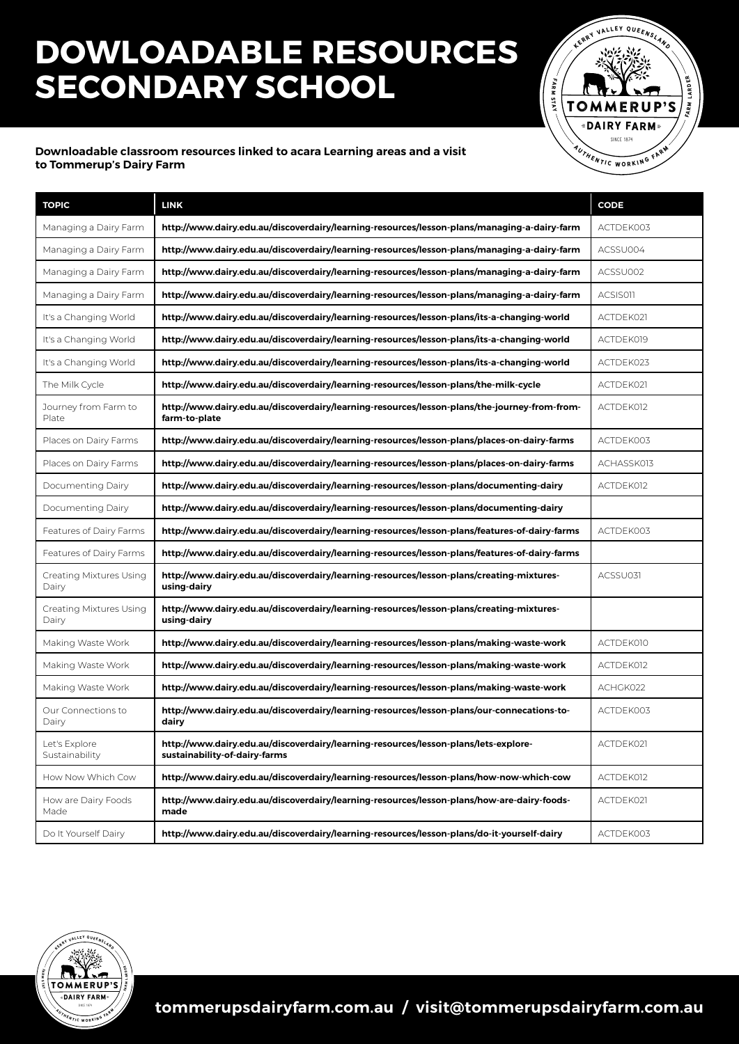# DOWLOADABLE RESOURCES SECONDARY SCHOOL

**Downloadable classroom resources linked to acara Learning areas and a visit to Tommerup's Dairy Farm**

| TOPIC | LINK | CODE |
|---|---|---|
| Managing a Dairy Farm | **http://www.dairy.edu.au/discoverdairy/learning-resources/lesson-plans/managing-a-dairy-farm** | ACTDEK003 |
| Managing a Dairy Farm | **http://www.dairy.edu.au/discoverdairy/learning-resources/lesson-plans/managing-a-dairy-farm** | ACSSU004 |
| Managing a Dairy Farm | **http://www.dairy.edu.au/discoverdairy/learning-resources/lesson-plans/managing-a-dairy-farm** | ACSSU002 |
| Managing a Dairy Farm | **http://www.dairy.edu.au/discoverdairy/learning-resources/lesson-plans/managing-a-dairy-farm** | ACSIS011 |
| It's a Changing World | **http://www.dairy.edu.au/discoverdairy/learning-resources/lesson-plans/its-a-changing-world** | ACTDEK021 |
| It's a Changing World | **http://www.dairy.edu.au/discoverdairy/learning-resources/lesson-plans/its-a-changing-world** | ACTDEK019 |
| It's a Changing World | **http://www.dairy.edu.au/discoverdairy/learning-resources/lesson-plans/its-a-changing-world** | ACTDEK023 |
| The Milk Cycle | **http://www.dairy.edu.au/discoverdairy/learning-resources/lesson-plans/the-milk-cycle** | ACTDEK021 |
| Journey from Farm to Plate | **http://www.dairy.edu.au/discoverdairy/learning-resources/lesson-plans/the-journey-from-from-farm-to-plate** | ACTDEK012 |
| Places on Dairy Farms | **http://www.dairy.edu.au/discoverdairy/learning-resources/lesson-plans/places-on-dairy-farms** | ACTDEK003 |
| Places on Dairy Farms | **http://www.dairy.edu.au/discoverdairy/learning-resources/lesson-plans/places-on-dairy-farms** | ACHASSK013 |
| Documenting Dairy | **http://www.dairy.edu.au/discoverdairy/learning-resources/lesson-plans/documenting-dairy** | ACTDEK012 |
| Documenting Dairy | **http://www.dairy.edu.au/discoverdairy/learning-resources/lesson-plans/documenting-dairy** | |
| Features of Dairy Farms | **http://www.dairy.edu.au/discoverdairy/learning-resources/lesson-plans/features-of-dairy-farms** | ACTDEK003 |
| Features of Dairy Farms | **http://www.dairy.edu.au/discoverdairy/learning-resources/lesson-plans/features-of-dairy-farms** | |
| Creating Mixtures Using Dairy | **http://www.dairy.edu.au/discoverdairy/learning-resources/lesson-plans/creating-mixtures-using-dairy** | ACSSU031 |
| Creating Mixtures Using Dairy | **http://www.dairy.edu.au/discoverdairy/learning-resources/lesson-plans/creating-mixtures-using-dairy** | |
| Making Waste Work | **http://www.dairy.edu.au/discoverdairy/learning-resources/lesson-plans/making-waste-work** | ACTDEK010 |
| Making Waste Work | **http://www.dairy.edu.au/discoverdairy/learning-resources/lesson-plans/making-waste-work** | ACTDEK012 |
| Making Waste Work | **http://www.dairy.edu.au/discoverdairy/learning-resources/lesson-plans/making-waste-work** | ACHGK022 |
| Our Connections to Dairy | **http://www.dairy.edu.au/discoverdairy/learning-resources/lesson-plans/our-connecations-to-dairy** | ACTDEK003 |
| Let's Explore Sustainability | **http://www.dairy.edu.au/discoverdairy/learning-resources/lesson-plans/lets-explore-sustainability-of-dairy-farms** | ACTDEK021 |
| How Now Which Cow | **http://www.dairy.edu.au/discoverdairy/learning-resources/lesson-plans/how-now-which-cow** | ACTDEK012 |
| How are Dairy Foods Made | **http://www.dairy.edu.au/discoverdairy/learning-resources/lesson-plans/how-are-dairy-foods-made** | ACTDEK021 |
| Do It Yourself Dairy | **http://www.dairy.edu.au/discoverdairy/learning-resources/lesson-plans/do-it-yourself-dairy** | ACTDEK003 |

**tommerupsdairyfarm.com.au / visit@tommerupsdairyfarm.com.au**